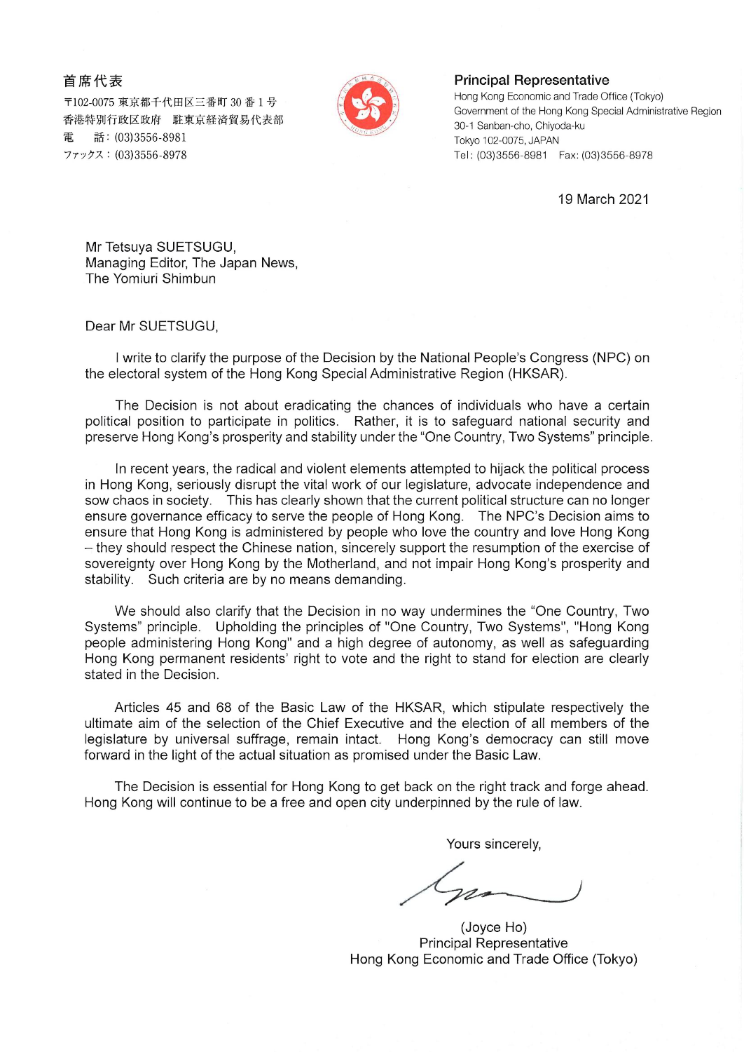**首席代表**

〒102-0075 東京都千代田区三番町 30 番 1 号
香港特別行政区政府 駐東京経済貿易代表部
電　話：(03)3556-8981
ファックス：(03)3556-8978

**Principal Representative**

Hong Kong Economic and Trade Office (Tokyo)
Government of the Hong Kong Special Administrative Region
30-1 Sanban-cho, Chiyoda-ku
Tokyo 102-0075, JAPAN
Tel: (03)3556-8981 Fax: (03)3556-8978

19 March 2021

Mr Tetsuya SUETSUGU,
Managing Editor, The Japan News,
The Yomiuri Shimbun

Dear Mr SUETSUGU,

I write to clarify the purpose of the Decision by the National People's Congress (NPC) on the electoral system of the Hong Kong Special Administrative Region (HKSAR).

The Decision is not about eradicating the chances of individuals who have a certain political position to participate in politics. Rather, it is to safeguard national security and preserve Hong Kong's prosperity and stability under the "One Country, Two Systems" principle.

In recent years, the radical and violent elements attempted to hijack the political process in Hong Kong, seriously disrupt the vital work of our legislature, advocate independence and sow chaos in society. This has clearly shown that the current political structure can no longer ensure governance efficacy to serve the people of Hong Kong. The NPC's Decision aims to ensure that Hong Kong is administered by people who love the country and love Hong Kong – they should respect the Chinese nation, sincerely support the resumption of the exercise of sovereignty over Hong Kong by the Motherland, and not impair Hong Kong's prosperity and stability. Such criteria are by no means demanding.

We should also clarify that the Decision in no way undermines the "One Country, Two Systems" principle. Upholding the principles of "One Country, Two Systems", "Hong Kong people administering Hong Kong" and a high degree of autonomy, as well as safeguarding Hong Kong permanent residents' right to vote and the right to stand for election are clearly stated in the Decision.

Articles 45 and 68 of the Basic Law of the HKSAR, which stipulate respectively the ultimate aim of the selection of the Chief Executive and the election of all members of the legislature by universal suffrage, remain intact. Hong Kong's democracy can still move forward in the light of the actual situation as promised under the Basic Law.

The Decision is essential for Hong Kong to get back on the right track and forge ahead. Hong Kong will continue to be a free and open city underpinned by the rule of law.

Yours sincerely,

(Joyce Ho)
Principal Representative
Hong Kong Economic and Trade Office (Tokyo)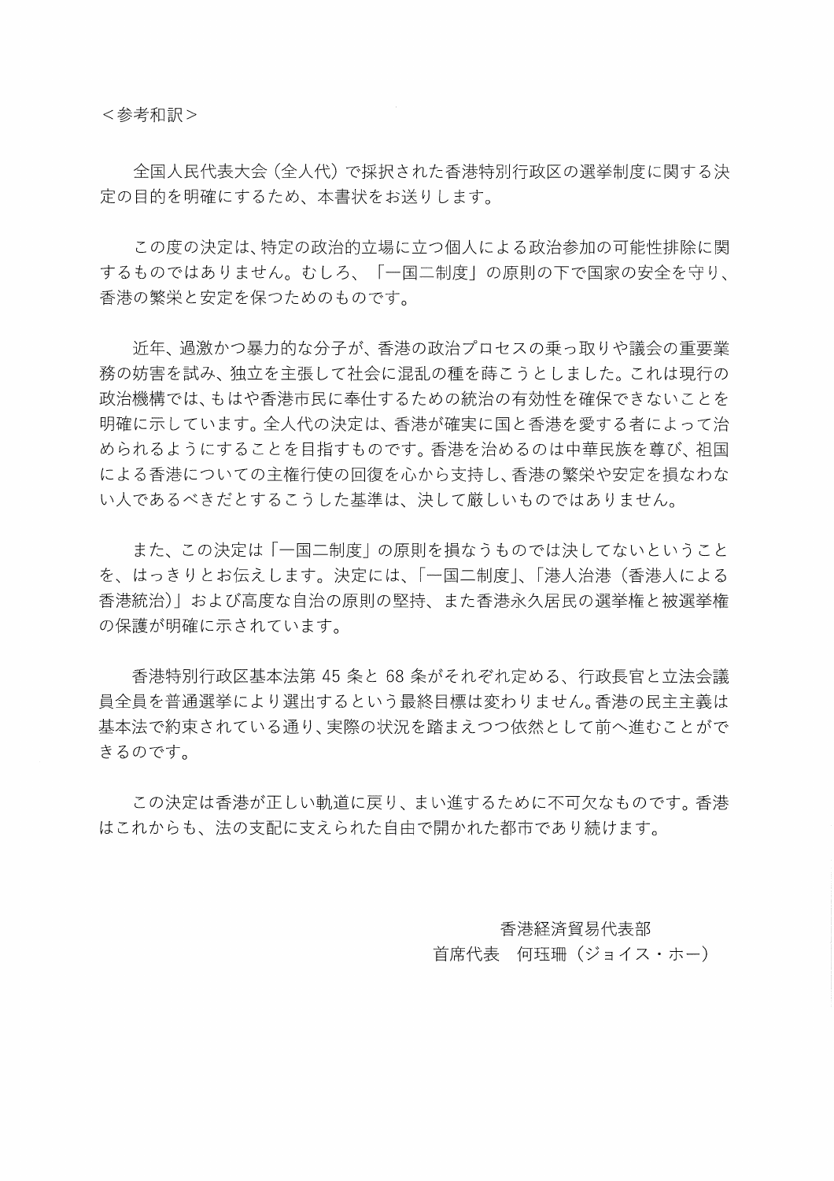＜参考和訳＞

全国人民代表大会（全人代）で採択された香港特別行政区の選挙制度に関する決定の目的を明確にするため、本書状をお送りします。

この度の決定は、特定の政治的立場に立つ個人による政治参加の可能性排除に関するものではありません。むしろ、「一国二制度」の原則の下で国家の安全を守り、香港の繁栄と安定を保つためのものです。

近年、過激かつ暴力的な分子が、香港の政治プロセスの乗っ取りや議会の重要業務の妨害を試み、独立を主張して社会に混乱の種を蒔こうとしました。これは現行の政治機構では、もはや香港市民に奉仕するための統治の有効性を確保できないことを明確に示しています。全人代の決定は、香港が確実に国と香港を愛する者によって治められるようにすることを目指すものです。香港を治めるのは中華民族を尊び、祖国による香港についての主権行使の回復を心から支持し、香港の繁栄や安定を損なわない人であるべきだとするこうした基準は、決して厳しいものではありません。

また、この決定は「一国二制度」の原則を損なうものでは決してないということを、はっきりとお伝えします。決定には、「一国二制度」、「港人治港（香港人による香港統治）」および高度な自治の原則の堅持、また香港永久居民の選挙権と被選挙権の保護が明確に示されています。

香港特別行政区基本法第 45 条と 68 条がそれぞれ定める、行政長官と立法会議員全員を普通選挙により選出するという最終目標は変わりません。香港の民主主義は基本法で約束されている通り、実際の状況を踏まえつつ依然として前へ進むことができるのです。

この決定は香港が正しい軌道に戻り、まい進するために不可欠なものです。香港はこれからも、法の支配に支えられた自由で開かれた都市であり続けます。

香港経済貿易代表部
首席代表　何珏珊（ジョイス・ホー）